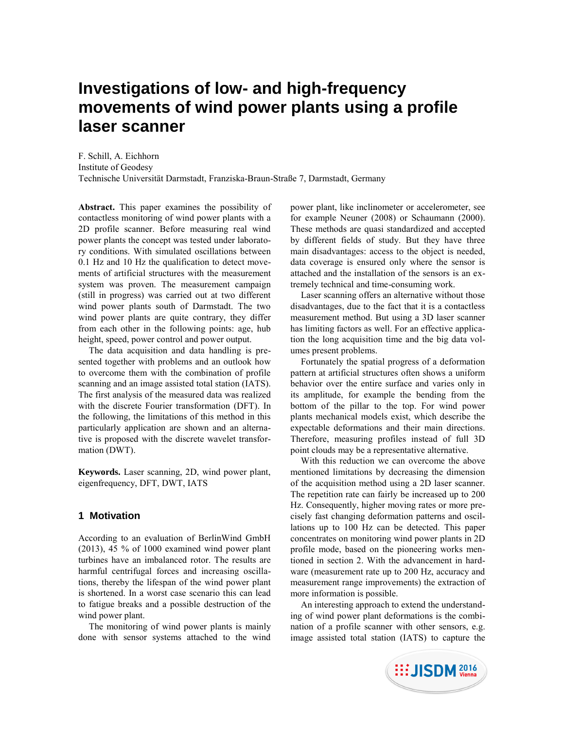# Investigations of low- and high-frequency movements of wind power plants using a profile laser scanner

F. Schill, A. Eichhorn
Institute of Geodesy
Technische Universität Darmstadt, Franziska-Braun-Straße 7, Darmstadt, Germany

**Abstract.** This paper examines the possibility of contactless monitoring of wind power plants with a 2D profile scanner. Before measuring real wind power plants the concept was tested under laboratory conditions. With simulated oscillations between 0.1 Hz and 10 Hz the qualification to detect movements of artificial structures with the measurement system was proven. The measurement campaign (still in progress) was carried out at two different wind power plants south of Darmstadt. The two wind power plants are quite contrary, they differ from each other in the following points: age, hub height, speed, power control and power output.

The data acquisition and data handling is presented together with problems and an outlook how to overcome them with the combination of profile scanning and an image assisted total station (IATS). The first analysis of the measured data was realized with the discrete Fourier transformation (DFT). In the following, the limitations of this method in this particularly application are shown and an alternative is proposed with the discrete wavelet transformation (DWT).

**Keywords.** Laser scanning, 2D, wind power plant, eigenfrequency, DFT, DWT, IATS

## 1 Motivation

According to an evaluation of BerlinWind GmbH (2013), 45 % of 1000 examined wind power plant turbines have an imbalanced rotor. The results are harmful centrifugal forces and increasing oscillations, thereby the lifespan of the wind power plant is shortened. In a worst case scenario this can lead to fatigue breaks and a possible destruction of the wind power plant.

The monitoring of wind power plants is mainly done with sensor systems attached to the wind power plant, like inclinometer or accelerometer, see for example Neuner (2008) or Schaumann (2000). These methods are quasi standardized and accepted by different fields of study. But they have three main disadvantages: access to the object is needed, data coverage is ensured only where the sensor is attached and the installation of the sensors is an extremely technical and time-consuming work.

Laser scanning offers an alternative without those disadvantages, due to the fact that it is a contactless measurement method. But using a 3D laser scanner has limiting factors as well. For an effective application the long acquisition time and the big data volumes present problems.

Fortunately the spatial progress of a deformation pattern at artificial structures often shows a uniform behavior over the entire surface and varies only in its amplitude, for example the bending from the bottom of the pillar to the top. For wind power plants mechanical models exist, which describe the expectable deformations and their main directions. Therefore, measuring profiles instead of full 3D point clouds may be a representative alternative.

With this reduction we can overcome the above mentioned limitations by decreasing the dimension of the acquisition method using a 2D laser scanner. The repetition rate can fairly be increased up to 200 Hz. Consequently, higher moving rates or more precisely fast changing deformation patterns and oscillations up to 100 Hz can be detected. This paper concentrates on monitoring wind power plants in 2D profile mode, based on the pioneering works mentioned in section 2. With the advancement in hardware (measurement rate up to 200 Hz, accuracy and measurement range improvements) the extraction of more information is possible.

An interesting approach to extend the understanding of wind power plant deformations is the combination of a profile scanner with other sensors, e.g. image assisted total station (IATS) to capture the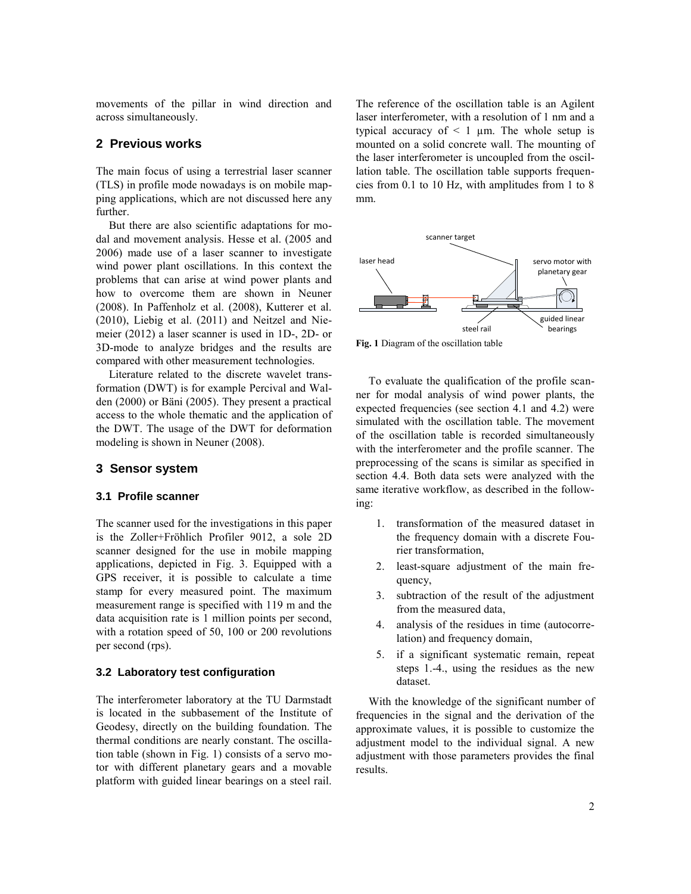movements of the pillar in wind direction and across simultaneously.

## 2 Previous works

The main focus of using a terrestrial laser scanner (TLS) in profile mode nowadays is on mobile mapping applications, which are not discussed here any further.

But there are also scientific adaptations for modal and movement analysis. Hesse et al. (2005 and 2006) made use of a laser scanner to investigate wind power plant oscillations. In this context the problems that can arise at wind power plants and how to overcome them are shown in Neuner (2008). In Paffenholz et al. (2008), Kutterer et al. (2010), Liebig et al. (2011) and Neitzel and Niemeier (2012) a laser scanner is used in 1D-, 2D- or 3D-mode to analyze bridges and the results are compared with other measurement technologies.

Literature related to the discrete wavelet transformation (DWT) is for example Percival and Walden (2000) or Bäni (2005). They present a practical access to the whole thematic and the application of the DWT. The usage of the DWT for deformation modeling is shown in Neuner (2008).

## 3 Sensor system

### 3.1 Profile scanner

The scanner used for the investigations in this paper is the Zoller+Fröhlich Profiler 9012, a sole 2D scanner designed for the use in mobile mapping applications, depicted in Fig. 3. Equipped with a GPS receiver, it is possible to calculate a time stamp for every measured point. The maximum measurement range is specified with 119 m and the data acquisition rate is 1 million points per second, with a rotation speed of 50, 100 or 200 revolutions per second (rps).

### 3.2 Laboratory test configuration

The interferometer laboratory at the TU Darmstadt is located in the subbasement of the Institute of Geodesy, directly on the building foundation. The thermal conditions are nearly constant. The oscillation table (shown in Fig. 1) consists of a servo motor with different planetary gears and a movable platform with guided linear bearings on a steel rail. The reference of the oscillation table is an Agilent laser interferometer, with a resolution of 1 nm and a typical accuracy of < 1 µm. The whole setup is mounted on a solid concrete wall. The mounting of the laser interferometer is uncoupled from the oscillation table. The oscillation table supports frequencies from 0.1 to 10 Hz, with amplitudes from 1 to 8 mm.

**Fig. 1** Diagram of the oscillation table

To evaluate the qualification of the profile scanner for modal analysis of wind power plants, the expected frequencies (see section 4.1 and 4.2) were simulated with the oscillation table. The movement of the oscillation table is recorded simultaneously with the interferometer and the profile scanner. The preprocessing of the scans is similar as specified in section 4.4. Both data sets were analyzed with the same iterative workflow, as described in the following:

1. transformation of the measured dataset in the frequency domain with a discrete Fourier transformation,
2. least-square adjustment of the main frequency,
3. subtraction of the result of the adjustment from the measured data,
4. analysis of the residues in time (autocorrelation) and frequency domain,
5. if a significant systematic remain, repeat steps 1.-4., using the residues as the new dataset.

With the knowledge of the significant number of frequencies in the signal and the derivation of the approximate values, it is possible to customize the adjustment model to the individual signal. A new adjustment with those parameters provides the final results.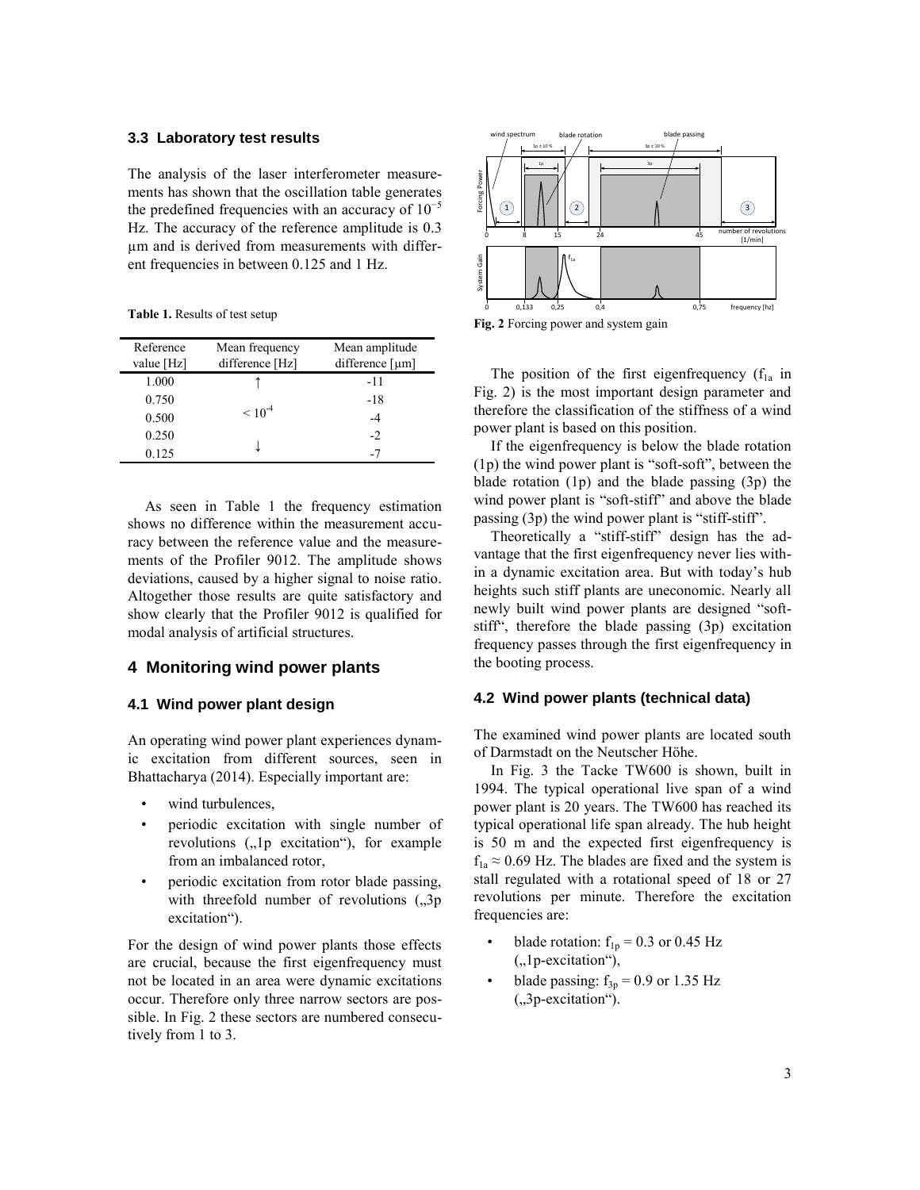### 3.3 Laboratory test results

The analysis of the laser interferometer measurements has shown that the oscillation table generates the predefined frequencies with an accuracy of $10^{-5}$ Hz. The accuracy of the reference amplitude is 0.3 µm and is derived from measurements with different frequencies in between 0.125 and 1 Hz.

**Table 1.** Results of test setup

| Reference value [Hz] | Mean frequency difference [Hz] | Mean amplitude difference [µm] |
|---|---|---|
| 1.000 | ↑ | -11 |
| 0.750 | | -18 |
| 0.500 | $< 10^{-4}$ | -4 |
| 0.250 | | -2 |
| 0.125 | ↓ | -7 |

As seen in Table 1 the frequency estimation shows no difference within the measurement accuracy between the reference value and the measurements of the Profiler 9012. The amplitude shows deviations, caused by a higher signal to noise ratio. Altogether those results are quite satisfactory and show clearly that the Profiler 9012 is qualified for modal analysis of artificial structures.

## 4 Monitoring wind power plants

### 4.1 Wind power plant design

An operating wind power plant experiences dynamic excitation from different sources, seen in Bhattacharya (2014). Especially important are:

- wind turbulences,
- periodic excitation with single number of revolutions („1p excitation"), for example from an imbalanced rotor,
- periodic excitation from rotor blade passing, with threefold number of revolutions („3p excitation").

For the design of wind power plants those effects are crucial, because the first eigenfrequency must not be located in an area were dynamic excitations occur. Therefore only three narrow sectors are possible. In Fig. 2 these sectors are numbered consecutively from 1 to 3.

**Fig. 2** Forcing power and system gain

The position of the first eigenfrequency ($f_{1a}$ in Fig. 2) is the most important design parameter and therefore the classification of the stiffness of a wind power plant is based on this position.

If the eigenfrequency is below the blade rotation (1p) the wind power plant is "soft-soft", between the blade rotation (1p) and the blade passing (3p) the wind power plant is "soft-stiff" and above the blade passing (3p) the wind power plant is "stiff-stiff".

Theoretically a "stiff-stiff" design has the advantage that the first eigenfrequency never lies within a dynamic excitation area. But with today's hub heights such stiff plants are uneconomic. Nearly all newly built wind power plants are designed "soft-stiff", therefore the blade passing (3p) excitation frequency passes through the first eigenfrequency in the booting process.

### 4.2 Wind power plants (technical data)

The examined wind power plants are located south of Darmstadt on the Neutscher Höhe.

In Fig. 3 the Tacke TW600 is shown, built in 1994. The typical operational live span of a wind power plant is 20 years. The TW600 has reached its typical operational life span already. The hub height is 50 m and the expected first eigenfrequency is $f_{1a} \approx 0.69$ Hz. The blades are fixed and the system is stall regulated with a rotational speed of 18 or 27 revolutions per minute. Therefore the excitation frequencies are:

- blade rotation: $f_{1p} = 0.3$ or 0.45 Hz („1p-excitation"),
- blade passing: $f_{3p} = 0.9$ or 1.35 Hz („3p-excitation").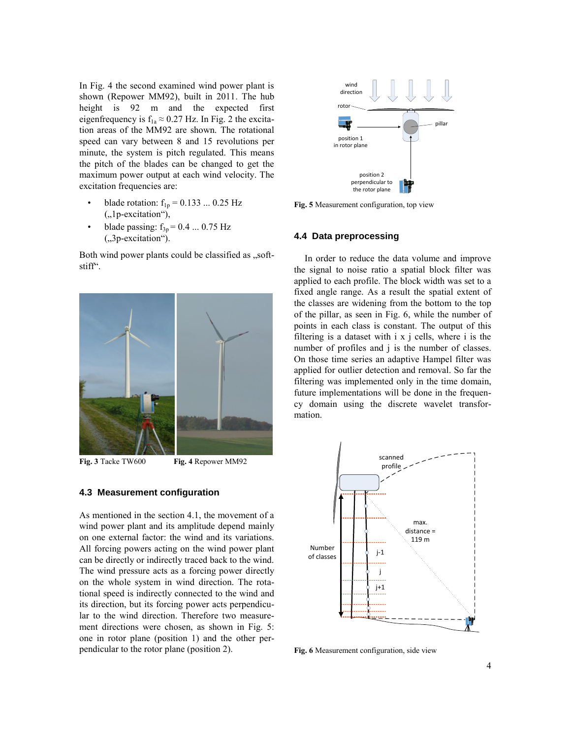In Fig. 4 the second examined wind power plant is shown (Repower MM92), built in 2011. The hub height is 92 m and the expected first eigenfrequency is $f_{1a} \approx 0.27$ Hz. In Fig. 2 the excitation areas of the MM92 are shown. The rotational speed can vary between 8 and 15 revolutions per minute, the system is pitch regulated. This means the pitch of the blades can be changed to get the maximum power output at each wind velocity. The excitation frequencies are:

- blade rotation: $f_{1p} = 0.133 \ldots 0.25$ Hz („1p-excitation"),
- blade passing: $f_{3p} = 0.4 \ldots 0.75$ Hz („3p-excitation").

Both wind power plants could be classified as „soft-stiff".

**Fig. 3** Tacke TW600 **Fig. 4** Repower MM92

### 4.3 Measurement configuration

As mentioned in the section 4.1, the movement of a wind power plant and its amplitude depend mainly on one external factor: the wind and its variations. All forcing powers acting on the wind power plant can be directly or indirectly traced back to the wind. The wind pressure acts as a forcing power directly on the whole system in wind direction. The rotational speed is indirectly connected to the wind and its direction, but its forcing power acts perpendicular to the wind direction. Therefore two measurement directions were chosen, as shown in Fig. 5: one in rotor plane (position 1) and the other perpendicular to the rotor plane (position 2).

**Fig. 5** Measurement configuration, top view

### 4.4 Data preprocessing

In order to reduce the data volume and improve the signal to noise ratio a spatial block filter was applied to each profile. The block width was set to a fixed angle range. As a result the spatial extent of the classes are widening from the bottom to the top of the pillar, as seen in Fig. 6, while the number of points in each class is constant. The output of this filtering is a dataset with i x j cells, where i is the number of profiles and j is the number of classes. On those time series an adaptive Hampel filter was applied for outlier detection and removal. So far the filtering was implemented only in the time domain, future implementations will be done in the frequency domain using the discrete wavelet transformation.

**Fig. 6** Measurement configuration, side view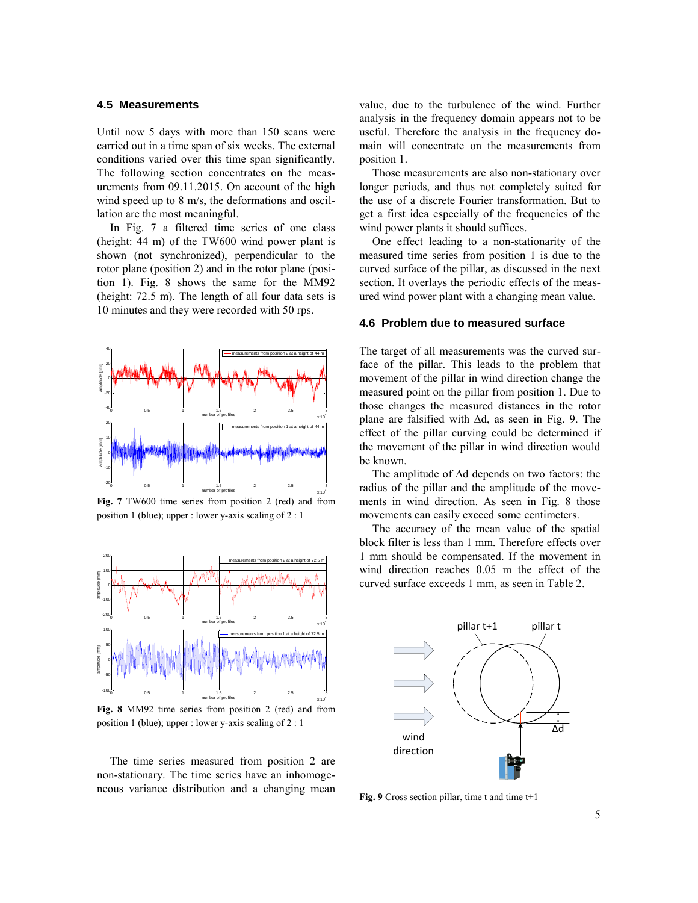### 4.5 Measurements

Until now 5 days with more than 150 scans were carried out in a time span of six weeks. The external conditions varied over this time span significantly. The following section concentrates on the measurements from 09.11.2015. On account of the high wind speed up to 8 m/s, the deformations and oscillation are the most meaningful.

In Fig. 7 a filtered time series of one class (height: 44 m) of the TW600 wind power plant is shown (not synchronized), perpendicular to the rotor plane (position 2) and in the rotor plane (position 1). Fig. 8 shows the same for the MM92 (height: 72.5 m). The length of all four data sets is 10 minutes and they were recorded with 50 rps.

**Fig. 7** TW600 time series from position 2 (red) and from position 1 (blue); upper : lower y-axis scaling of 2 : 1

**Fig. 8** MM92 time series from position 2 (red) and from position 1 (blue); upper : lower y-axis scaling of 2 : 1

The time series measured from position 2 are non-stationary. The time series have an inhomogeneous variance distribution and a changing mean value, due to the turbulence of the wind. Further analysis in the frequency domain appears not to be useful. Therefore the analysis in the frequency domain will concentrate on the measurements from position 1.

Those measurements are also non-stationary over longer periods, and thus not completely suited for the use of a discrete Fourier transformation. But to get a first idea especially of the frequencies of the wind power plants it should suffices.

One effect leading to a non-stationarity of the measured time series from position 1 is due to the curved surface of the pillar, as discussed in the next section. It overlays the periodic effects of the measured wind power plant with a changing mean value.

### 4.6 Problem due to measured surface

The target of all measurements was the curved surface of the pillar. This leads to the problem that movement of the pillar in wind direction change the measured point on the pillar from position 1. Due to those changes the measured distances in the rotor plane are falsified with $\Delta d$, as seen in Fig. 9. The effect of the pillar curving could be determined if the movement of the pillar in wind direction would be known.

The amplitude of $\Delta d$ depends on two factors: the radius of the pillar and the amplitude of the movements in wind direction. As seen in Fig. 8 those movements can easily exceed some centimeters.

The accuracy of the mean value of the spatial block filter is less than 1 mm. Therefore effects over 1 mm should be compensated. If the movement in wind direction reaches 0.05 m the effect of the curved surface exceeds 1 mm, as seen in Table 2.

**Fig. 9** Cross section pillar, time t and time t+1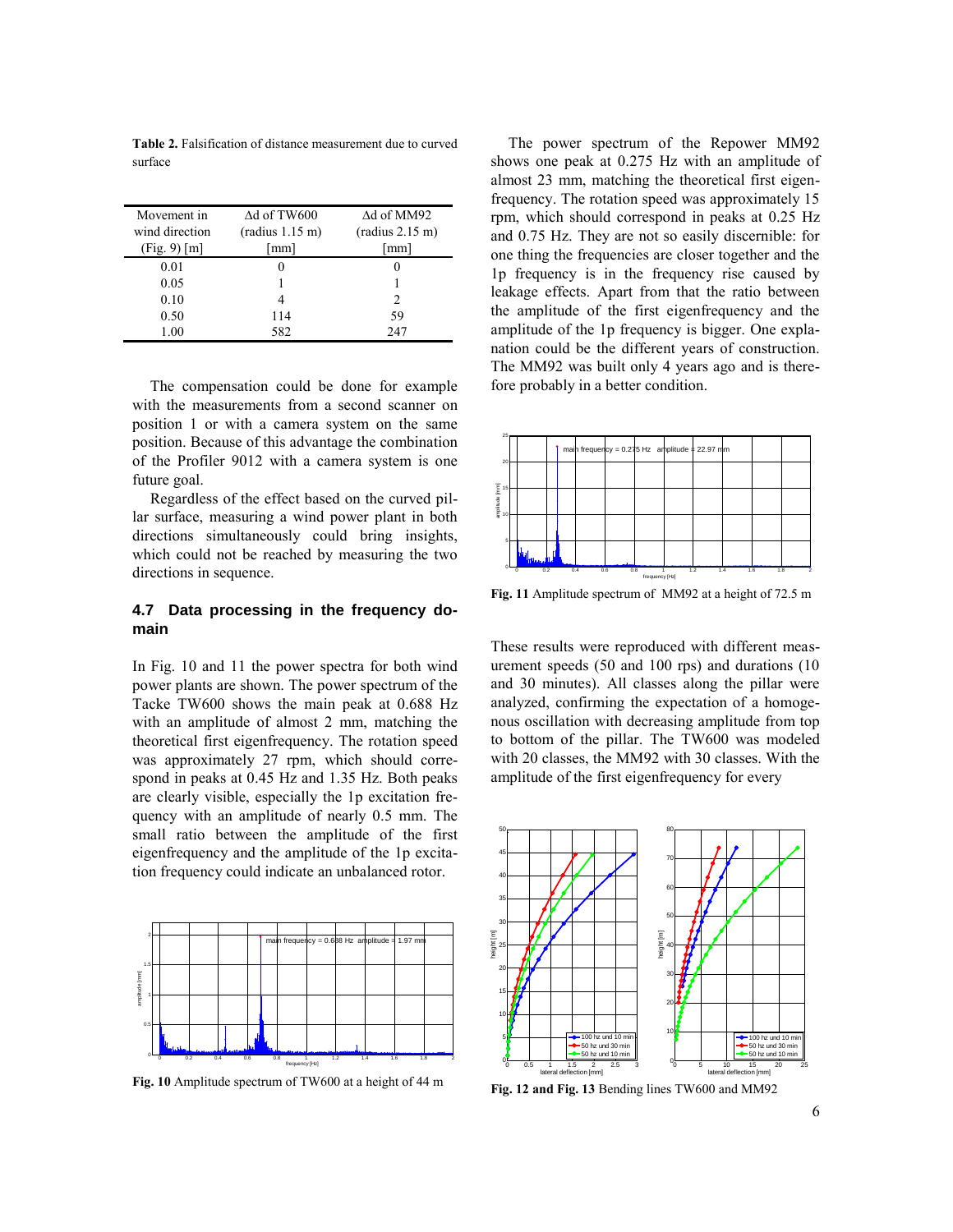**Table 2.** Falsification of distance measurement due to curved surface

| Movement in wind direction (Fig. 9) [m] | Δd of TW600 (radius 1.15 m) [mm] | Δd of MM92 (radius 2.15 m) [mm] |
|---|---|---|
| 0.01 | 0 | 0 |
| 0.05 | 1 | 1 |
| 0.10 | 4 | 2 |
| 0.50 | 114 | 59 |
| 1.00 | 582 | 247 |

The compensation could be done for example with the measurements from a second scanner on position 1 or with a camera system on the same position. Because of this advantage the combination of the Profiler 9012 with a camera system is one future goal.

Regardless of the effect based on the curved pillar surface, measuring a wind power plant in both directions simultaneously could bring insights, which could not be reached by measuring the two directions in sequence.

### 4.7 Data processing in the frequency domain

In Fig. 10 and 11 the power spectra for both wind power plants are shown. The power spectrum of the Tacke TW600 shows the main peak at 0.688 Hz with an amplitude of almost 2 mm, matching the theoretical first eigenfrequency. The rotation speed was approximately 27 rpm, which should correspond in peaks at 0.45 Hz and 1.35 Hz. Both peaks are clearly visible, especially the 1p excitation frequency with an amplitude of nearly 0.5 mm. The small ratio between the amplitude of the first eigenfrequency and the amplitude of the 1p excitation frequency could indicate an unbalanced rotor.

**Fig. 10** Amplitude spectrum of TW600 at a height of 44 m

The power spectrum of the Repower MM92 shows one peak at 0.275 Hz with an amplitude of almost 23 mm, matching the theoretical first eigenfrequency. The rotation speed was approximately 15 rpm, which should correspond in peaks at 0.25 Hz and 0.75 Hz. They are not so easily discernible: for one thing the frequencies are closer together and the 1p frequency is in the frequency rise caused by leakage effects. Apart from that the ratio between the amplitude of the first eigenfrequency and the amplitude of the 1p frequency is bigger. One explanation could be the different years of construction. The MM92 was built only 4 years ago and is therefore probably in a better condition.

**Fig. 11** Amplitude spectrum of MM92 at a height of 72.5 m

These results were reproduced with different measurement speeds (50 and 100 rps) and durations (10 and 30 minutes). All classes along the pillar were analyzed, confirming the expectation of a homogenous oscillation with decreasing amplitude from top to bottom of the pillar. The TW600 was modeled with 20 classes, the MM92 with 30 classes. With the amplitude of the first eigenfrequency for every

**Fig. 12 and Fig. 13** Bending lines TW600 and MM92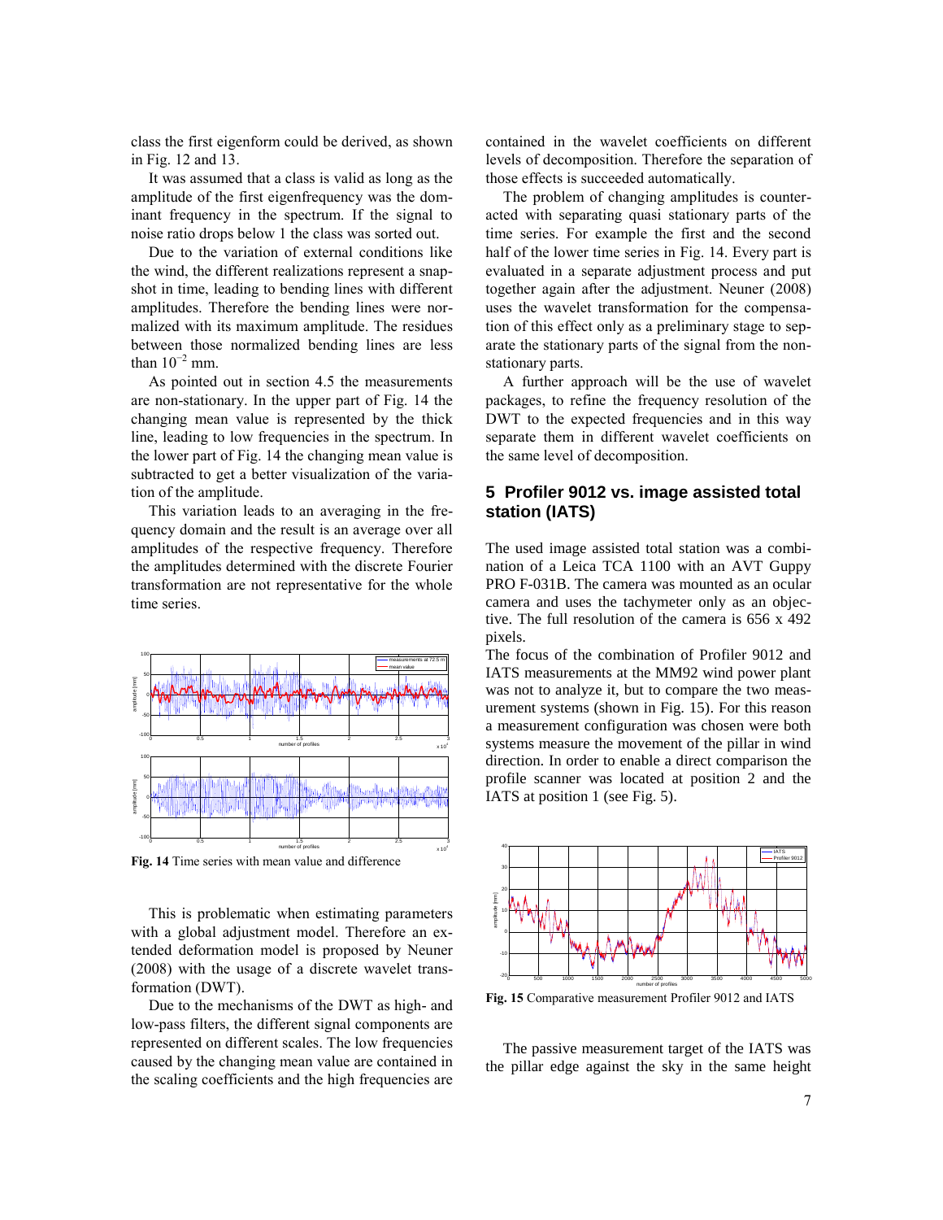class the first eigenform could be derived, as shown in Fig. 12 and 13.

It was assumed that a class is valid as long as the amplitude of the first eigenfrequency was the dominant frequency in the spectrum. If the signal to noise ratio drops below 1 the class was sorted out.

Due to the variation of external conditions like the wind, the different realizations represent a snapshot in time, leading to bending lines with different amplitudes. Therefore the bending lines were normalized with its maximum amplitude. The residues between those normalized bending lines are less than $10^{-2}$ mm.

As pointed out in section 4.5 the measurements are non-stationary. In the upper part of Fig. 14 the changing mean value is represented by the thick line, leading to low frequencies in the spectrum. In the lower part of Fig. 14 the changing mean value is subtracted to get a better visualization of the variation of the amplitude.

This variation leads to an averaging in the frequency domain and the result is an average over all amplitudes of the respective frequency. Therefore the amplitudes determined with the discrete Fourier transformation are not representative for the whole time series.

**Fig. 14** Time series with mean value and difference

This is problematic when estimating parameters with a global adjustment model. Therefore an extended deformation model is proposed by Neuner (2008) with the usage of a discrete wavelet transformation (DWT).

Due to the mechanisms of the DWT as high- and low-pass filters, the different signal components are represented on different scales. The low frequencies caused by the changing mean value are contained in the scaling coefficients and the high frequencies are contained in the wavelet coefficients on different levels of decomposition. Therefore the separation of those effects is succeeded automatically.

The problem of changing amplitudes is counteracted with separating quasi stationary parts of the time series. For example the first and the second half of the lower time series in Fig. 14. Every part is evaluated in a separate adjustment process and put together again after the adjustment. Neuner (2008) uses the wavelet transformation for the compensation of this effect only as a preliminary stage to separate the stationary parts of the signal from the non-stationary parts.

A further approach will be the use of wavelet packages, to refine the frequency resolution of the DWT to the expected frequencies and in this way separate them in different wavelet coefficients on the same level of decomposition.

## 5 Profiler 9012 vs. image assisted total station (IATS)

The used image assisted total station was a combination of a Leica TCA 1100 with an AVT Guppy PRO F-031B. The camera was mounted as an ocular camera and uses the tachymeter only as an objective. The full resolution of the camera is 656 x 492 pixels.

The focus of the combination of Profiler 9012 and IATS measurements at the MM92 wind power plant was not to analyze it, but to compare the two measurement systems (shown in Fig. 15). For this reason a measurement configuration was chosen were both systems measure the movement of the pillar in wind direction. In order to enable a direct comparison the profile scanner was located at position 2 and the IATS at position 1 (see Fig. 5).

**Fig. 15** Comparative measurement Profiler 9012 and IATS

The passive measurement target of the IATS was the pillar edge against the sky in the same height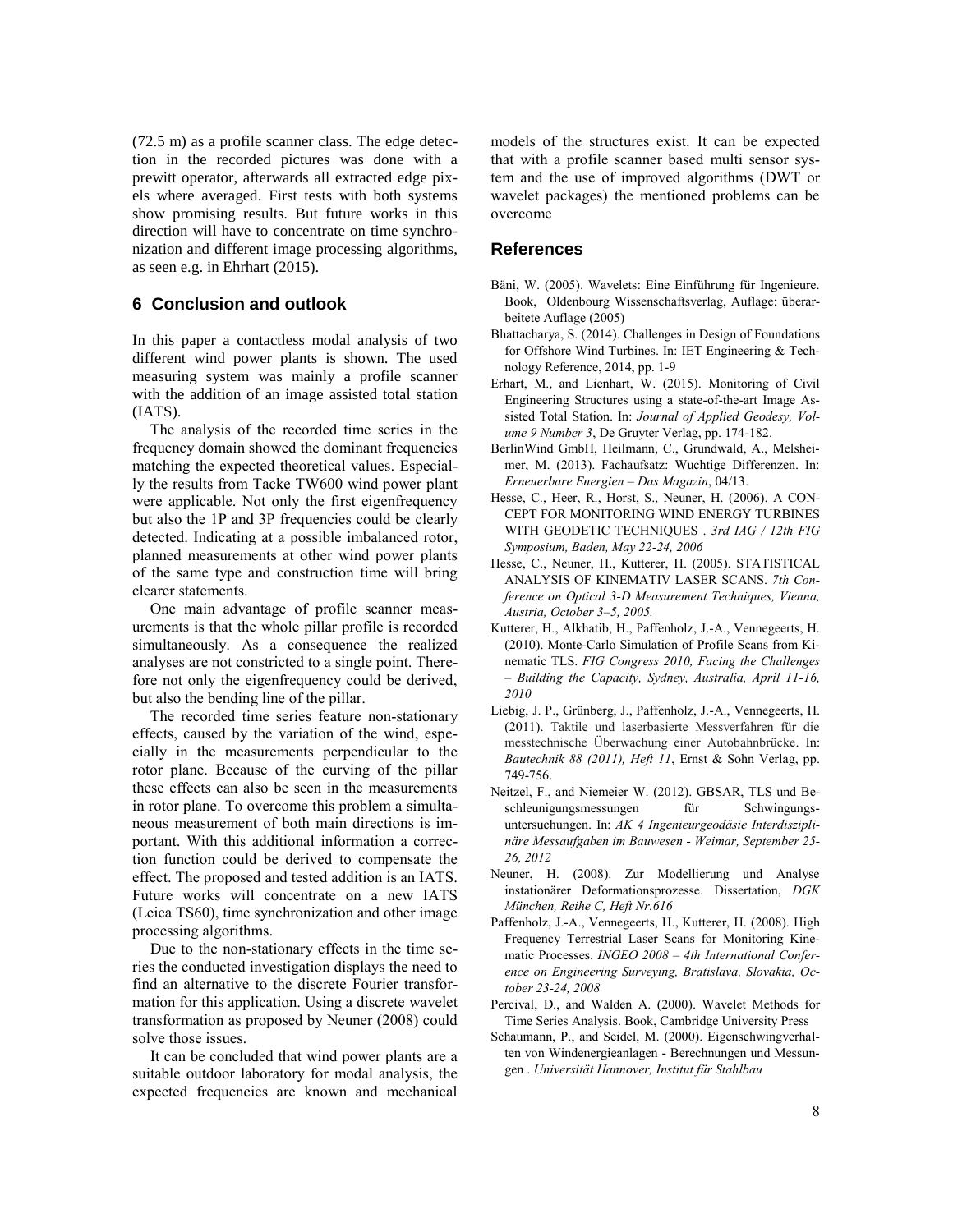(72.5 m) as a profile scanner class. The edge detection in the recorded pictures was done with a prewitt operator, afterwards all extracted edge pixels where averaged. First tests with both systems show promising results. But future works in this direction will have to concentrate on time synchronization and different image processing algorithms, as seen e.g. in Ehrhart (2015).

## 6 Conclusion and outlook

In this paper a contactless modal analysis of two different wind power plants is shown. The used measuring system was mainly a profile scanner with the addition of an image assisted total station (IATS).

The analysis of the recorded time series in the frequency domain showed the dominant frequencies matching the expected theoretical values. Especially the results from Tacke TW600 wind power plant were applicable. Not only the first eigenfrequency but also the 1P and 3P frequencies could be clearly detected. Indicating at a possible imbalanced rotor, planned measurements at other wind power plants of the same type and construction time will bring clearer statements.

One main advantage of profile scanner measurements is that the whole pillar profile is recorded simultaneously. As a consequence the realized analyses are not constricted to a single point. Therefore not only the eigenfrequency could be derived, but also the bending line of the pillar.

The recorded time series feature non-stationary effects, caused by the variation of the wind, especially in the measurements perpendicular to the rotor plane. Because of the curving of the pillar these effects can also be seen in the measurements in rotor plane. To overcome this problem a simultaneous measurement of both main directions is important. With this additional information a correction function could be derived to compensate the effect. The proposed and tested addition is an IATS. Future works will concentrate on a new IATS (Leica TS60), time synchronization and other image processing algorithms.

Due to the non-stationary effects in the time series the conducted investigation displays the need to find an alternative to the discrete Fourier transformation for this application. Using a discrete wavelet transformation as proposed by Neuner (2008) could solve those issues.

It can be concluded that wind power plants are a suitable outdoor laboratory for modal analysis, the expected frequencies are known and mechanical models of the structures exist. It can be expected that with a profile scanner based multi sensor system and the use of improved algorithms (DWT or wavelet packages) the mentioned problems can be overcome

## References

Bäni, W. (2005). Wavelets: Eine Einführung für Ingenieure. Book, Oldenbourg Wissenschaftsverlag, Auflage: überarbeitete Auflage (2005)

Bhattacharya, S. (2014). Challenges in Design of Foundations for Offshore Wind Turbines. In: IET Engineering & Technology Reference, 2014, pp. 1-9

Erhart, M., and Lienhart, W. (2015). Monitoring of Civil Engineering Structures using a state-of-the-art Image Assisted Total Station. In: *Journal of Applied Geodesy, Volume 9 Number 3*, De Gruyter Verlag, pp. 174-182.

BerlinWind GmbH, Heilmann, C., Grundwald, A., Melsheimer, M. (2013). Fachaufsatz: Wuchtige Differenzen. In: *Erneuerbare Energien – Das Magazin*, 04/13.

Hesse, C., Heer, R., Horst, S., Neuner, H. (2006). A CONCEPT FOR MONITORING WIND ENERGY TURBINES WITH GEODETIC TECHNIQUES . *3rd IAG / 12th FIG Symposium, Baden, May 22-24, 2006*

Hesse, C., Neuner, H., Kutterer, H. (2005). STATISTICAL ANALYSIS OF KINEMATIV LASER SCANS. *7th Conference on Optical 3-D Measurement Techniques, Vienna, Austria, October 3–5, 2005.*

Kutterer, H., Alkhatib, H., Paffenholz, J.-A., Vennegeerts, H. (2010). Monte-Carlo Simulation of Profile Scans from Kinematic TLS. *FIG Congress 2010, Facing the Challenges – Building the Capacity, Sydney, Australia, April 11-16, 2010*

Liebig, J. P., Grünberg, J., Paffenholz, J.-A., Vennegeerts, H. (2011). Taktile und laserbasierte Messverfahren für die messtechnische Überwachung einer Autobahnbrücke. In: *Bautechnik 88 (2011), Heft 11*, Ernst & Sohn Verlag, pp. 749-756.

Neitzel, F., and Niemeier W. (2012). GBSAR, TLS und Beschleunigungsmessungen für Schwingungsuntersuchungen. In: *AK 4 Ingenieurgeodäsie Interdisziplinäre Messaufgaben im Bauwesen - Weimar, September 25-26, 2012*

Neuner, H. (2008). Zur Modellierung und Analyse instationärer Deformationsprozesse. Dissertation, *DGK München, Reihe C, Heft Nr.616*

Paffenholz, J.-A., Vennegeerts, H., Kutterer, H. (2008). High Frequency Terrestrial Laser Scans for Monitoring Kinematic Processes. *INGEO 2008 – 4th International Conference on Engineering Surveying, Bratislava, Slovakia, October 23-24, 2008*

Percival, D., and Walden A. (2000). Wavelet Methods for Time Series Analysis. Book, Cambridge University Press

Schaumann, P., and Seidel, M. (2000). Eigenschwingverhalten von Windenergieanlagen - Berechnungen und Messungen . *Universität Hannover, Institut für Stahlbau*